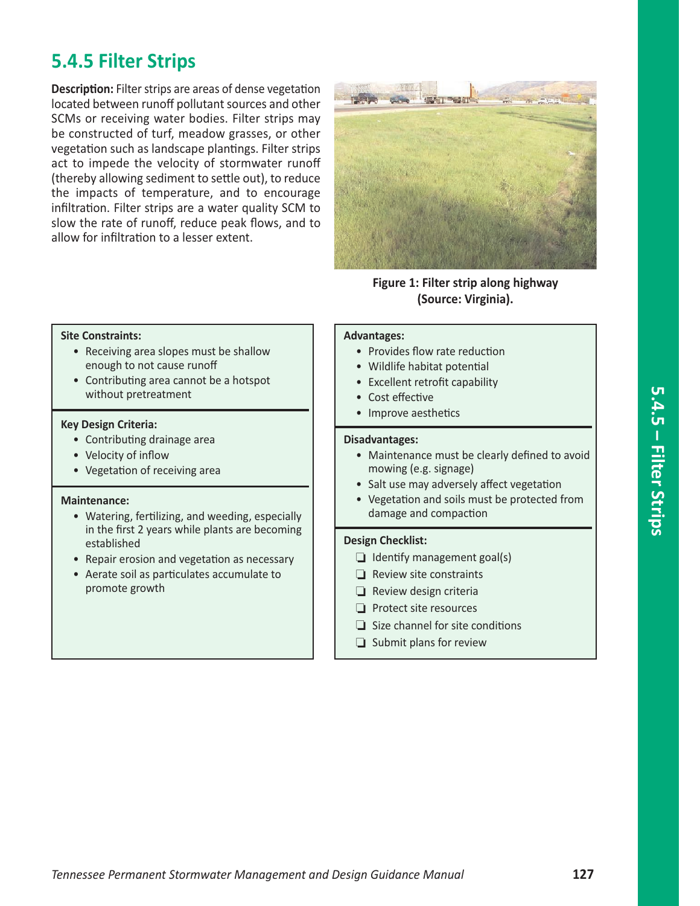# 5.4.5 Filter Strips

**Description:** Filter strips are areas of dense vegetation located between runoff pollutant sources and other SCMs or receiving water bodies. Filter strips may be constructed of turf, meadow grasses, or other vegetation such as landscape plantings. Filter strips act to impede the velocity of stormwater runoff (thereby allowing sediment to settle out), to reduce the impacts of temperature, and to encourage infiltration. Filter strips are a water quality SCM to slow the rate of runoff, reduce peak flows, and to allow for infiltration to a lesser extent.

**Figure 1: Filter strip along highway (Source: Virginia).**

**Site Constraints:**

- Receiving area slopes must be shallow enough to not cause runoff
- Contributing area cannot be a hotspot without pretreatment

**Key Design Criteria:**

- Contributing drainage area
- Velocity of inflow
- Vegetation of receiving area

**Maintenance:**

- Watering, fertilizing, and weeding, especially in the first 2 years while plants are becoming established
- Repair erosion and vegetation as necessary
- Aerate soil as particulates accumulate to promote growth

**Advantages:**

- Provides flow rate reduction
- Wildlife habitat potential
- Excellent retrofit capability
- Cost effective
- Improve aesthetics

**Disadvantages:**

- Maintenance must be clearly defined to avoid mowing (e.g. signage)
- Salt use may adversely affect vegetation
- Vegetation and soils must be protected from damage and compaction

**Design Checklist:**

- ❑ Identify management goal(s)
- ❑ Review site constraints
- ❑ Review design criteria
- ❑ Protect site resources
- ❑ Size channel for site conditions
- ❑ Submit plans for review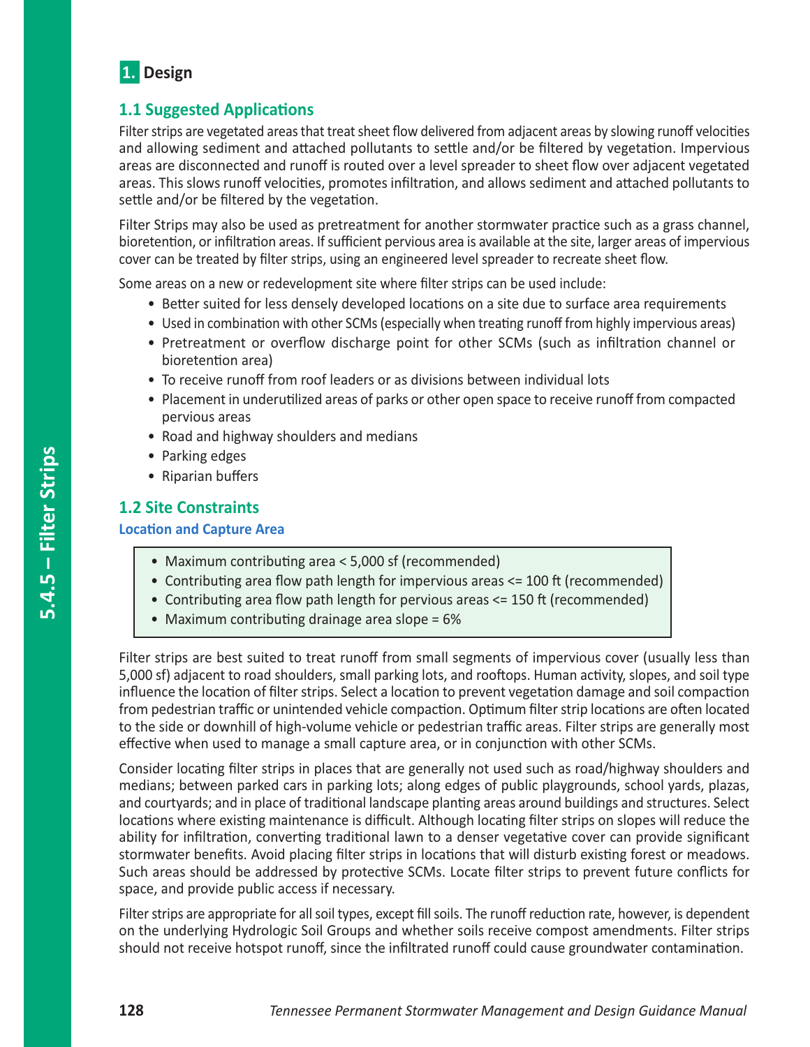# 1. Design

## 1.1 Suggested Applications

Filter strips are vegetated areas that treat sheet flow delivered from adjacent areas by slowing runoff velocities and allowing sediment and attached pollutants to settle and/or be filtered by vegetation. Impervious areas are disconnected and runoff is routed over a level spreader to sheet flow over adjacent vegetated areas. This slows runoff velocities, promotes infiltration, and allows sediment and attached pollutants to settle and/or be filtered by the vegetation.

Filter Strips may also be used as pretreatment for another stormwater practice such as a grass channel, bioretention, or infiltration areas. If sufficient pervious area is available at the site, larger areas of impervious cover can be treated by filter strips, using an engineered level spreader to recreate sheet flow.

Some areas on a new or redevelopment site where filter strips can be used include:

- Better suited for less densely developed locations on a site due to surface area requirements
- Used in combination with other SCMs (especially when treating runoff from highly impervious areas)
- Pretreatment or overflow discharge point for other SCMs (such as infiltration channel or bioretention area)
- To receive runoff from roof leaders or as divisions between individual lots
- Placement in underutilized areas of parks or other open space to receive runoff from compacted pervious areas
- Road and highway shoulders and medians
- Parking edges
- Riparian buffers

## 1.2 Site Constraints

### Location and Capture Area

- Maximum contributing area < 5,000 sf (recommended)
- Contributing area flow path length for impervious areas <= 100 ft (recommended)
- Contributing area flow path length for pervious areas <= 150 ft (recommended)
- Maximum contributing drainage area slope = 6%

Filter strips are best suited to treat runoff from small segments of impervious cover (usually less than 5,000 sf) adjacent to road shoulders, small parking lots, and rooftops. Human activity, slopes, and soil type influence the location of filter strips. Select a location to prevent vegetation damage and soil compaction from pedestrian traffic or unintended vehicle compaction. Optimum filter strip locations are often located to the side or downhill of high-volume vehicle or pedestrian traffic areas. Filter strips are generally most effective when used to manage a small capture area, or in conjunction with other SCMs.

Consider locating filter strips in places that are generally not used such as road/highway shoulders and medians; between parked cars in parking lots; along edges of public playgrounds, school yards, plazas, and courtyards; and in place of traditional landscape planting areas around buildings and structures. Select locations where existing maintenance is difficult. Although locating filter strips on slopes will reduce the ability for infiltration, converting traditional lawn to a denser vegetative cover can provide significant stormwater benefits. Avoid placing filter strips in locations that will disturb existing forest or meadows. Such areas should be addressed by protective SCMs. Locate filter strips to prevent future conflicts for space, and provide public access if necessary.

Filter strips are appropriate for all soil types, except fill soils. The runoff reduction rate, however, is dependent on the underlying Hydrologic Soil Groups and whether soils receive compost amendments. Filter strips should not receive hotspot runoff, since the infiltrated runoff could cause groundwater contamination.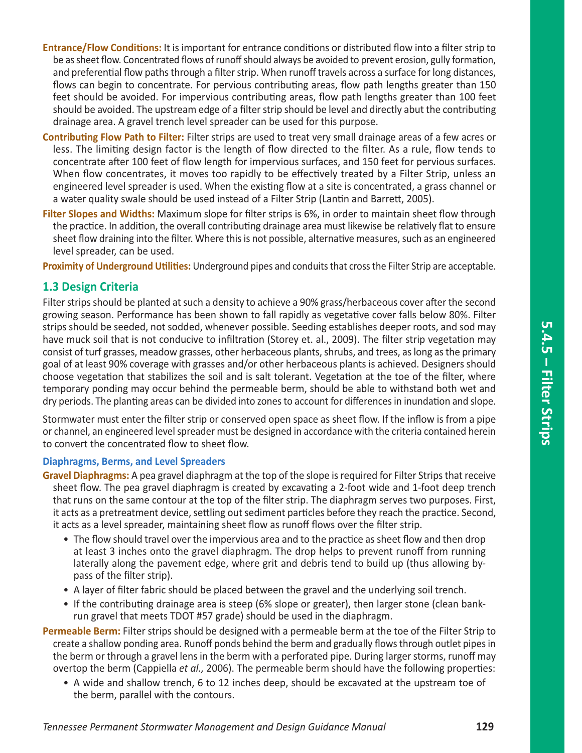**Entrance/Flow Conditions:** It is important for entrance conditions or distributed flow into a filter strip to be as sheet flow. Concentrated flows of runoff should always be avoided to prevent erosion, gully formation, and preferential flow paths through a filter strip. When runoff travels across a surface for long distances, flows can begin to concentrate. For pervious contributing areas, flow path lengths greater than 150 feet should be avoided. For impervious contributing areas, flow path lengths greater than 100 feet should be avoided. The upstream edge of a filter strip should be level and directly abut the contributing drainage area. A gravel trench level spreader can be used for this purpose.

**Contributing Flow Path to Filter:** Filter strips are used to treat very small drainage areas of a few acres or less. The limiting design factor is the length of flow directed to the filter. As a rule, flow tends to concentrate after 100 feet of flow length for impervious surfaces, and 150 feet for pervious surfaces. When flow concentrates, it moves too rapidly to be effectively treated by a Filter Strip, unless an engineered level spreader is used. When the existing flow at a site is concentrated, a grass channel or a water quality swale should be used instead of a Filter Strip (Lantin and Barrett, 2005).

**Filter Slopes and Widths:** Maximum slope for filter strips is 6%, in order to maintain sheet flow through the practice. In addition, the overall contributing drainage area must likewise be relatively flat to ensure sheet flow draining into the filter. Where this is not possible, alternative measures, such as an engineered level spreader, can be used.

**Proximity of Underground Utilities:** Underground pipes and conduits that cross the Filter Strip are acceptable.

## 1.3 Design Criteria

Filter strips should be planted at such a density to achieve a 90% grass/herbaceous cover after the second growing season. Performance has been shown to fall rapidly as vegetative cover falls below 80%. Filter strips should be seeded, not sodded, whenever possible. Seeding establishes deeper roots, and sod may have muck soil that is not conducive to infiltration (Storey et. al., 2009). The filter strip vegetation may consist of turf grasses, meadow grasses, other herbaceous plants, shrubs, and trees, as long as the primary goal of at least 90% coverage with grasses and/or other herbaceous plants is achieved. Designers should choose vegetation that stabilizes the soil and is salt tolerant. Vegetation at the toe of the filter, where temporary ponding may occur behind the permeable berm, should be able to withstand both wet and dry periods. The planting areas can be divided into zones to account for differences in inundation and slope.

Stormwater must enter the filter strip or conserved open space as sheet flow. If the inflow is from a pipe or channel, an engineered level spreader must be designed in accordance with the criteria contained herein to convert the concentrated flow to sheet flow.

### Diaphragms, Berms, and Level Spreaders

**Gravel Diaphragms:** A pea gravel diaphragm at the top of the slope is required for Filter Strips that receive sheet flow. The pea gravel diaphragm is created by excavating a 2-foot wide and 1-foot deep trench that runs on the same contour at the top of the filter strip. The diaphragm serves two purposes. First, it acts as a pretreatment device, settling out sediment particles before they reach the practice. Second, it acts as a level spreader, maintaining sheet flow as runoff flows over the filter strip.

- The flow should travel over the impervious area and to the practice as sheet flow and then drop at least 3 inches onto the gravel diaphragm. The drop helps to prevent runoff from running laterally along the pavement edge, where grit and debris tend to build up (thus allowing by-pass of the filter strip).
- A layer of filter fabric should be placed between the gravel and the underlying soil trench.
- If the contributing drainage area is steep (6% slope or greater), then larger stone (clean bank-run gravel that meets TDOT #57 grade) should be used in the diaphragm.

**Permeable Berm:** Filter strips should be designed with a permeable berm at the toe of the Filter Strip to create a shallow ponding area. Runoff ponds behind the berm and gradually flows through outlet pipes in the berm or through a gravel lens in the berm with a perforated pipe. During larger storms, runoff may overtop the berm (Cappiella *et al.,* 2006). The permeable berm should have the following properties:

- A wide and shallow trench, 6 to 12 inches deep, should be excavated at the upstream toe of the berm, parallel with the contours.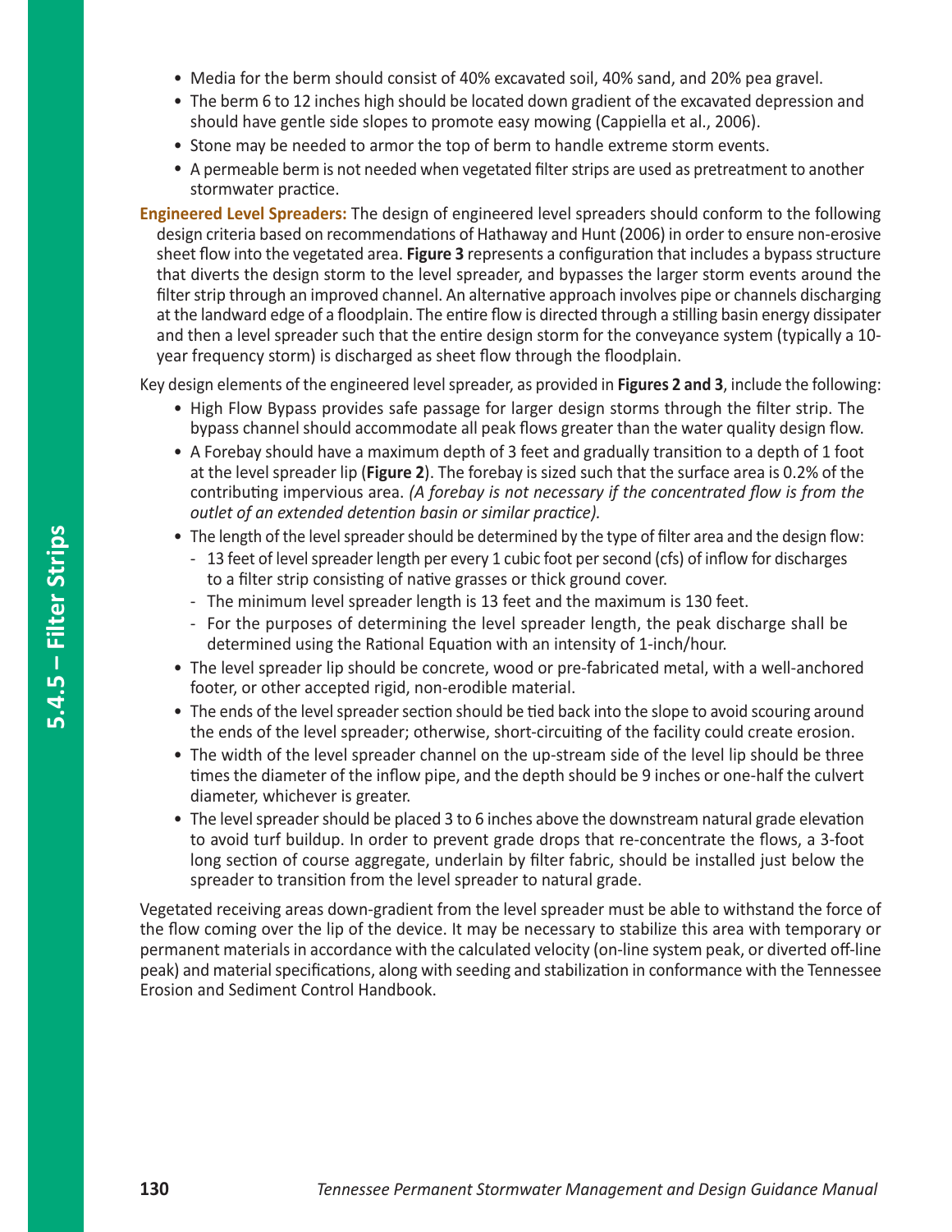- Media for the berm should consist of 40% excavated soil, 40% sand, and 20% pea gravel.
- The berm 6 to 12 inches high should be located down gradient of the excavated depression and should have gentle side slopes to promote easy mowing (Cappiella et al., 2006).
- Stone may be needed to armor the top of berm to handle extreme storm events.
- A permeable berm is not needed when vegetated filter strips are used as pretreatment to another stormwater practice.

**Engineered Level Spreaders:** The design of engineered level spreaders should conform to the following design criteria based on recommendations of Hathaway and Hunt (2006) in order to ensure non-erosive sheet flow into the vegetated area. **Figure 3** represents a configuration that includes a bypass structure that diverts the design storm to the level spreader, and bypasses the larger storm events around the filter strip through an improved channel. An alternative approach involves pipe or channels discharging at the landward edge of a floodplain. The entire flow is directed through a stilling basin energy dissipater and then a level spreader such that the entire design storm for the conveyance system (typically a 10-year frequency storm) is discharged as sheet flow through the floodplain.

Key design elements of the engineered level spreader, as provided in **Figures 2 and 3**, include the following:

- High Flow Bypass provides safe passage for larger design storms through the filter strip. The bypass channel should accommodate all peak flows greater than the water quality design flow.
- A Forebay should have a maximum depth of 3 feet and gradually transition to a depth of 1 foot at the level spreader lip (**Figure 2**). The forebay is sized such that the surface area is 0.2% of the contributing impervious area. *(A forebay is not necessary if the concentrated flow is from the outlet of an extended detention basin or similar practice).*
- The length of the level spreader should be determined by the type of filter area and the design flow:
  - 13 feet of level spreader length per every 1 cubic foot per second (cfs) of inflow for discharges to a filter strip consisting of native grasses or thick ground cover.
  - The minimum level spreader length is 13 feet and the maximum is 130 feet.
  - For the purposes of determining the level spreader length, the peak discharge shall be determined using the Rational Equation with an intensity of 1-inch/hour.
- The level spreader lip should be concrete, wood or pre-fabricated metal, with a well-anchored footer, or other accepted rigid, non-erodible material.
- The ends of the level spreader section should be tied back into the slope to avoid scouring around the ends of the level spreader; otherwise, short-circuiting of the facility could create erosion.
- The width of the level spreader channel on the up-stream side of the level lip should be three times the diameter of the inflow pipe, and the depth should be 9 inches or one-half the culvert diameter, whichever is greater.
- The level spreader should be placed 3 to 6 inches above the downstream natural grade elevation to avoid turf buildup. In order to prevent grade drops that re-concentrate the flows, a 3-foot long section of course aggregate, underlain by filter fabric, should be installed just below the spreader to transition from the level spreader to natural grade.

Vegetated receiving areas down-gradient from the level spreader must be able to withstand the force of the flow coming over the lip of the device. It may be necessary to stabilize this area with temporary or permanent materials in accordance with the calculated velocity (on-line system peak, or diverted off-line peak) and material specifications, along with seeding and stabilization in conformance with the Tennessee Erosion and Sediment Control Handbook.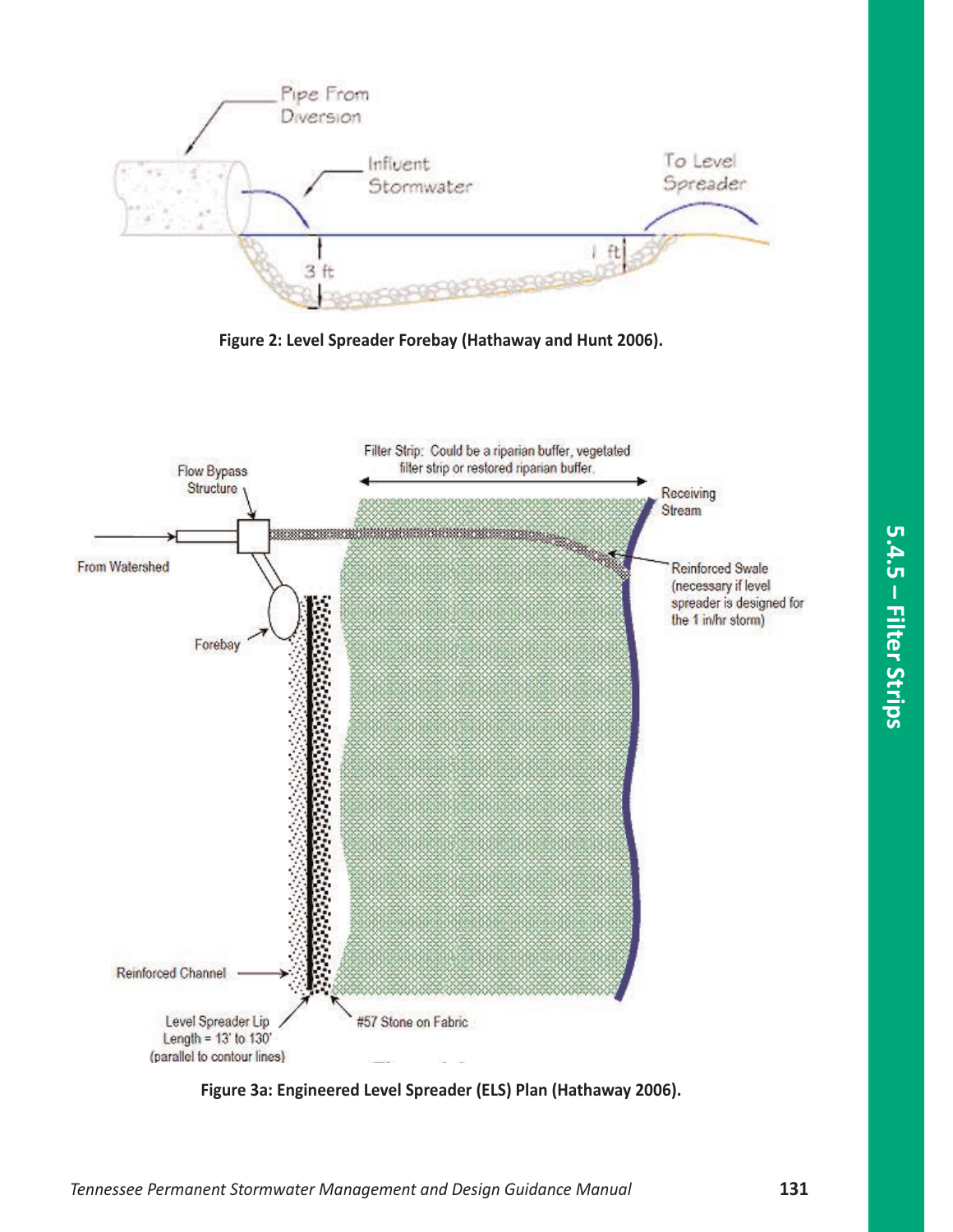Figure 2: Level Spreader Forebay (Hathaway and Hunt 2006).

Figure 3a: Engineered Level Spreader (ELS) Plan (Hathaway 2006).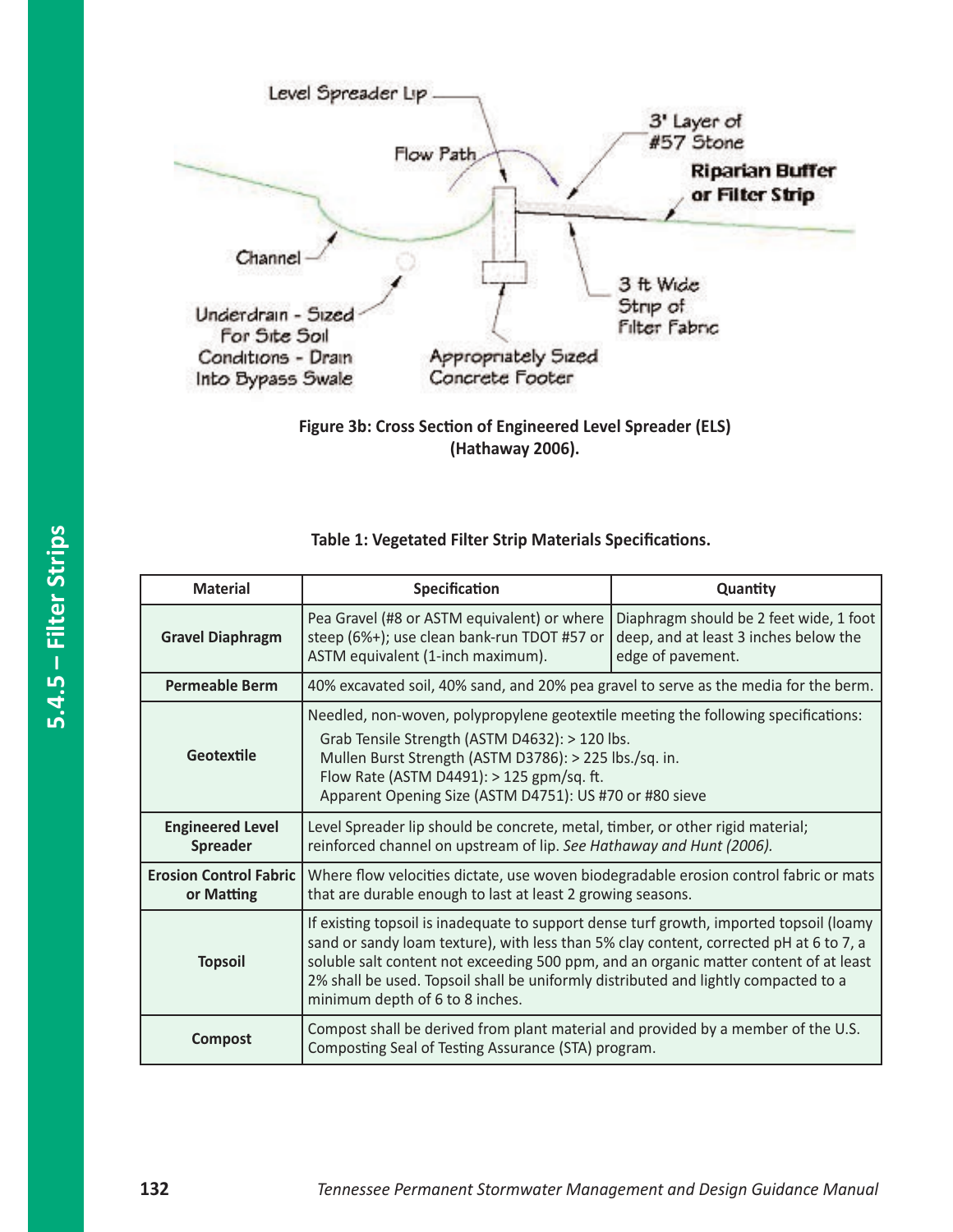Figure 3b: Cross Section of Engineered Level Spreader (ELS) (Hathaway 2006).

**Table 1: Vegetated Filter Strip Materials Specifications.**

| Material | Specification | Quantity |
|---|---|---|
| **Gravel Diaphragm** | Pea Gravel (#8 or ASTM equivalent) or where steep (6%+); use clean bank-run TDOT #57 or ASTM equivalent (1-inch maximum). | Diaphragm should be 2 feet wide, 1 foot deep, and at least 3 inches below the edge of pavement. |
| **Permeable Berm** | 40% excavated soil, 40% sand, and 20% pea gravel to serve as the media for the berm. | |
| **Geotextile** | Needled, non-woven, polypropylene geotextile meeting the following specifications: Grab Tensile Strength (ASTM D4632): > 120 lbs. Mullen Burst Strength (ASTM D3786): > 225 lbs./sq. in. Flow Rate (ASTM D4491): > 125 gpm/sq. ft. Apparent Opening Size (ASTM D4751): US #70 or #80 sieve | |
| **Engineered Level Spreader** | Level Spreader lip should be concrete, metal, timber, or other rigid material; reinforced channel on upstream of lip. *See Hathaway and Hunt (2006).* | |
| **Erosion Control Fabric or Matting** | Where flow velocities dictate, use woven biodegradable erosion control fabric or mats that are durable enough to last at least 2 growing seasons. | |
| **Topsoil** | If existing topsoil is inadequate to support dense turf growth, imported topsoil (loamy sand or sandy loam texture), with less than 5% clay content, corrected pH at 6 to 7, a soluble salt content not exceeding 500 ppm, and an organic matter content of at least 2% shall be used. Topsoil shall be uniformly distributed and lightly compacted to a minimum depth of 6 to 8 inches. | |
| **Compost** | Compost shall be derived from plant material and provided by a member of the U.S. Composting Seal of Testing Assurance (STA) program. | |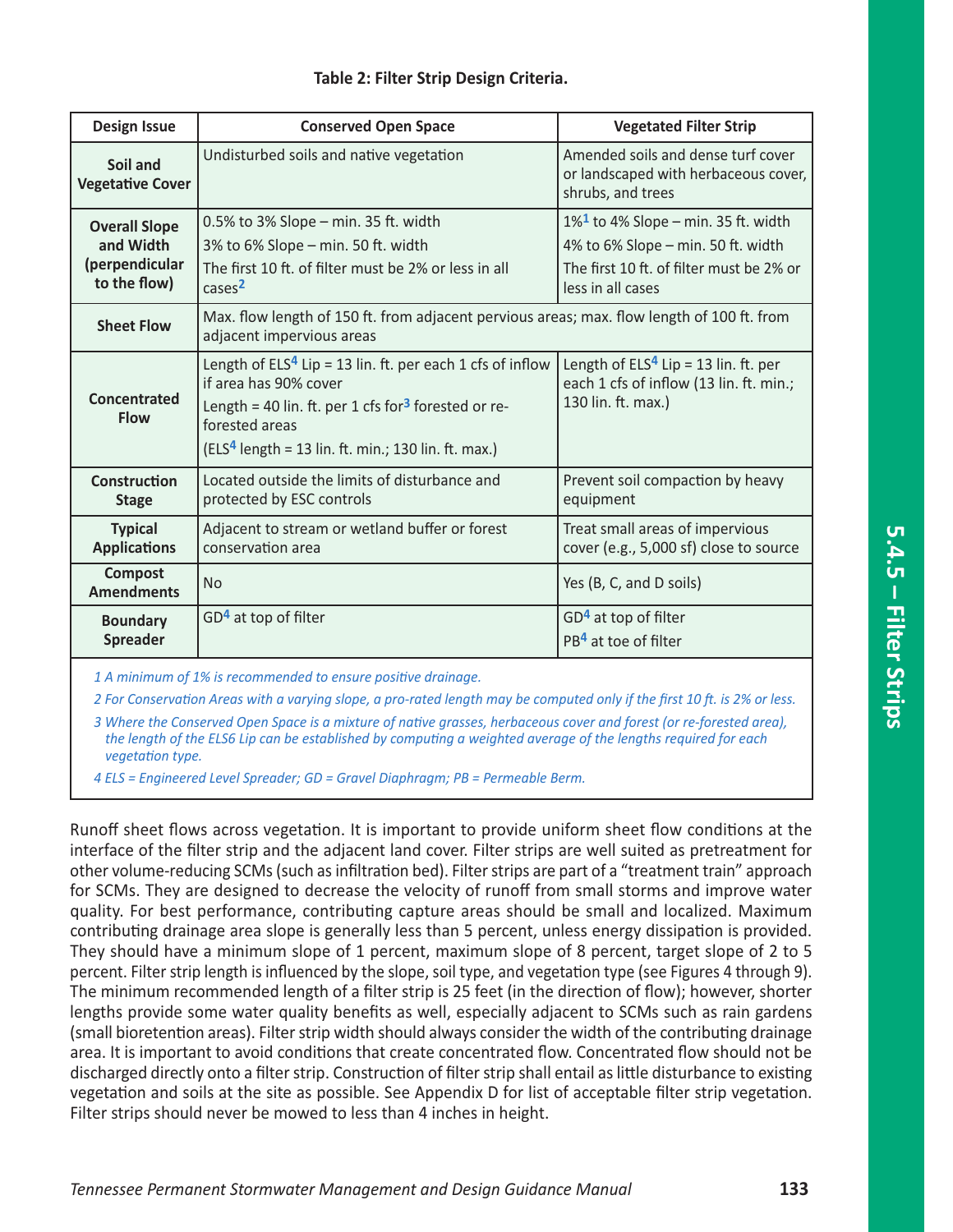**Table 2: Filter Strip Design Criteria.**

| Design Issue | Conserved Open Space | Vegetated Filter Strip |
|---|---|---|
| Soil and Vegetative Cover | Undisturbed soils and native vegetation | Amended soils and dense turf cover or landscaped with herbaceous cover, shrubs, and trees |
| Overall Slope and Width (perpendicular to the flow) | 0.5% to 3% Slope – min. 35 ft. width<br>3% to 6% Slope – min. 50 ft. width<br>The first 10 ft. of filter must be 2% or less in all cases[2] | 1%[1] to 4% Slope – min. 35 ft. width<br>4% to 6% Slope – min. 50 ft. width<br>The first 10 ft. of filter must be 2% or less in all cases |
| Sheet Flow | Max. flow length of 150 ft. from adjacent pervious areas; max. flow length of 100 ft. from adjacent impervious areas | |
| Concentrated Flow | Length of ELS[4] Lip = 13 lin. ft. per each 1 cfs of inflow if area has 90% cover<br>Length = 40 lin. ft. per 1 cfs for[3] forested or re-forested areas<br>(ELS[4] length = 13 lin. ft. min.; 130 lin. ft. max.) | Length of ELS[4] Lip = 13 lin. ft. per each 1 cfs of inflow (13 lin. ft. min.; 130 lin. ft. max.) |
| Construction Stage | Located outside the limits of disturbance and protected by ESC controls | Prevent soil compaction by heavy equipment |
| Typical Applications | Adjacent to stream or wetland buffer or forest conservation area | Treat small areas of impervious cover (e.g., 5,000 sf) close to source |
| Compost Amendments | No | Yes (B, C, and D soils) |
| Boundary Spreader | GD[4] at top of filter | GD[4] at top of filter<br>PB[4] at toe of filter |

*1 A minimum of 1% is recommended to ensure positive drainage.*

*2 For Conservation Areas with a varying slope, a pro-rated length may be computed only if the first 10 ft. is 2% or less.*

*3 Where the Conserved Open Space is a mixture of native grasses, herbaceous cover and forest (or re-forested area), the length of the ELS6 Lip can be established by computing a weighted average of the lengths required for each vegetation type.*

*4 ELS = Engineered Level Spreader; GD = Gravel Diaphragm; PB = Permeable Berm.*

Runoff sheet flows across vegetation. It is important to provide uniform sheet flow conditions at the interface of the filter strip and the adjacent land cover. Filter strips are well suited as pretreatment for other volume-reducing SCMs (such as infiltration bed). Filter strips are part of a "treatment train" approach for SCMs. They are designed to decrease the velocity of runoff from small storms and improve water quality. For best performance, contributing capture areas should be small and localized. Maximum contributing drainage area slope is generally less than 5 percent, unless energy dissipation is provided. They should have a minimum slope of 1 percent, maximum slope of 8 percent, target slope of 2 to 5 percent. Filter strip length is influenced by the slope, soil type, and vegetation type (see Figures 4 through 9). The minimum recommended length of a filter strip is 25 feet (in the direction of flow); however, shorter lengths provide some water quality benefits as well, especially adjacent to SCMs such as rain gardens (small bioretention areas). Filter strip width should always consider the width of the contributing drainage area. It is important to avoid conditions that create concentrated flow. Concentrated flow should not be discharged directly onto a filter strip. Construction of filter strip shall entail as little disturbance to existing vegetation and soils at the site as possible. See Appendix D for list of acceptable filter strip vegetation. Filter strips should never be mowed to less than 4 inches in height.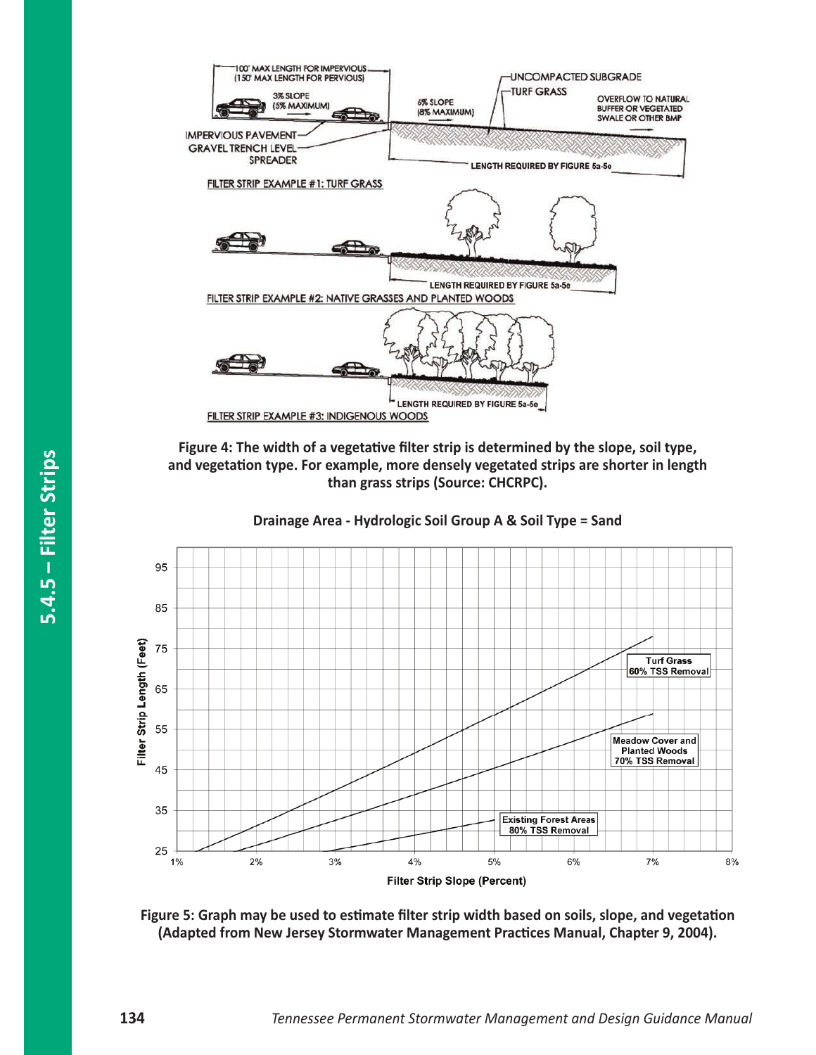Figure 4: The width of a vegetative filter strip is determined by the slope, soil type, and vegetation type. For example, more densely vegetated strips are shorter in length than grass strips (Source: CHCRPC).

**Drainage Area - Hydrologic Soil Group A & Soil Type = Sand**

Figure 5: Graph may be used to estimate filter strip width based on soils, slope, and vegetation (Adapted from New Jersey Stormwater Management Practices Manual, Chapter 9, 2004).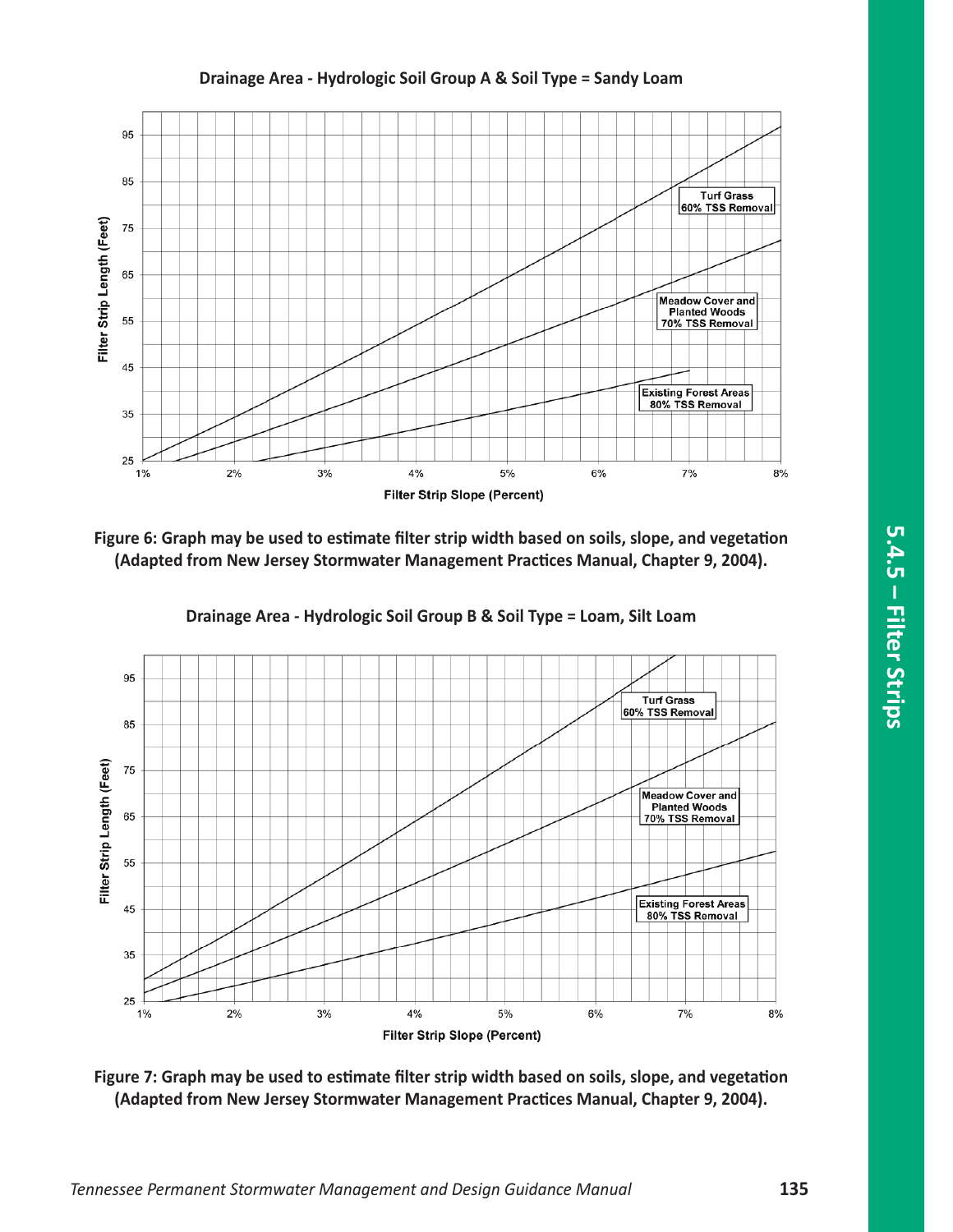**Drainage Area - Hydrologic Soil Group A & Soil Type = Sandy Loam**

**Figure 6: Graph may be used to estimate filter strip width based on soils, slope, and vegetation (Adapted from New Jersey Stormwater Management Practices Manual, Chapter 9, 2004).**

**Drainage Area - Hydrologic Soil Group B & Soil Type = Loam, Silt Loam**

**Figure 7: Graph may be used to estimate filter strip width based on soils, slope, and vegetation (Adapted from New Jersey Stormwater Management Practices Manual, Chapter 9, 2004).**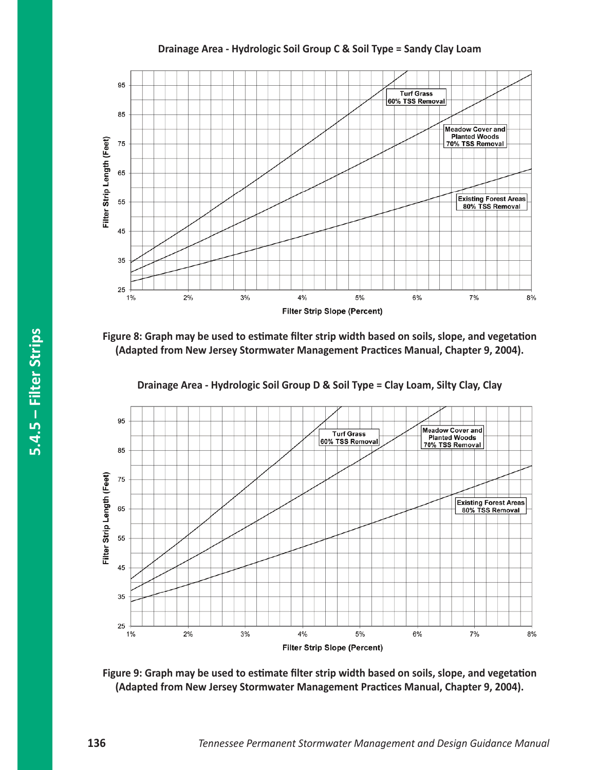Drainage Area - Hydrologic Soil Group C & Soil Type = Sandy Clay Loam

**Figure 8: Graph may be used to estimate filter strip width based on soils, slope, and vegetation (Adapted from New Jersey Stormwater Management Practices Manual, Chapter 9, 2004).**

Drainage Area - Hydrologic Soil Group D & Soil Type = Clay Loam, Silty Clay, Clay

**Figure 9: Graph may be used to estimate filter strip width based on soils, slope, and vegetation (Adapted from New Jersey Stormwater Management Practices Manual, Chapter 9, 2004).**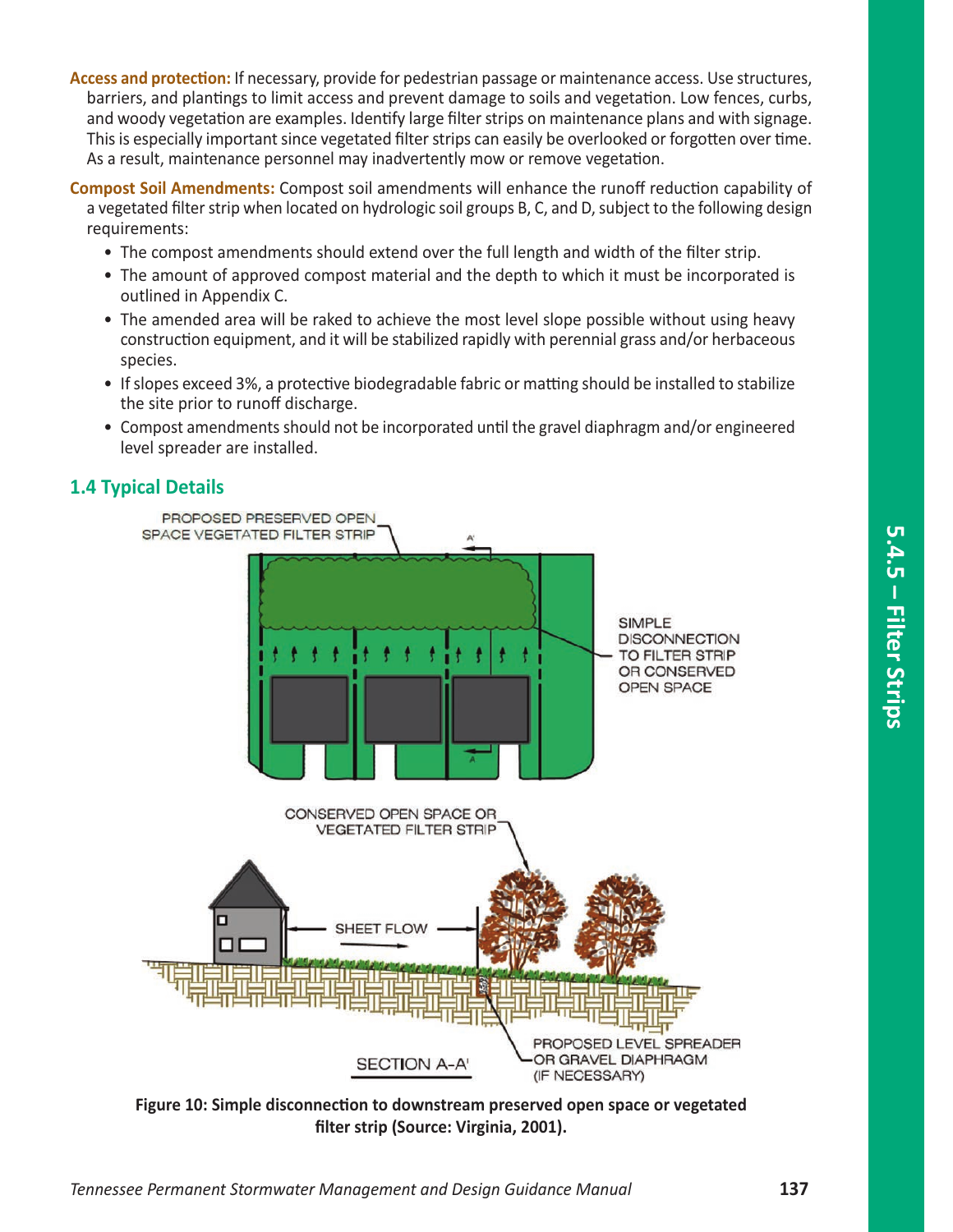**Access and protection:** If necessary, provide for pedestrian passage or maintenance access. Use structures, barriers, and plantings to limit access and prevent damage to soils and vegetation. Low fences, curbs, and woody vegetation are examples. Identify large filter strips on maintenance plans and with signage. This is especially important since vegetated filter strips can easily be overlooked or forgotten over time. As a result, maintenance personnel may inadvertently mow or remove vegetation.

**Compost Soil Amendments:** Compost soil amendments will enhance the runoff reduction capability of a vegetated filter strip when located on hydrologic soil groups B, C, and D, subject to the following design requirements:

- The compost amendments should extend over the full length and width of the filter strip.
- The amount of approved compost material and the depth to which it must be incorporated is outlined in Appendix C.
- The amended area will be raked to achieve the most level slope possible without using heavy construction equipment, and it will be stabilized rapidly with perennial grass and/or herbaceous species.
- If slopes exceed 3%, a protective biodegradable fabric or matting should be installed to stabilize the site prior to runoff discharge.
- Compost amendments should not be incorporated until the gravel diaphragm and/or engineered level spreader are installed.

## 1.4 Typical Details

**Figure 10: Simple disconnection to downstream preserved open space or vegetated filter strip (Source: Virginia, 2001).**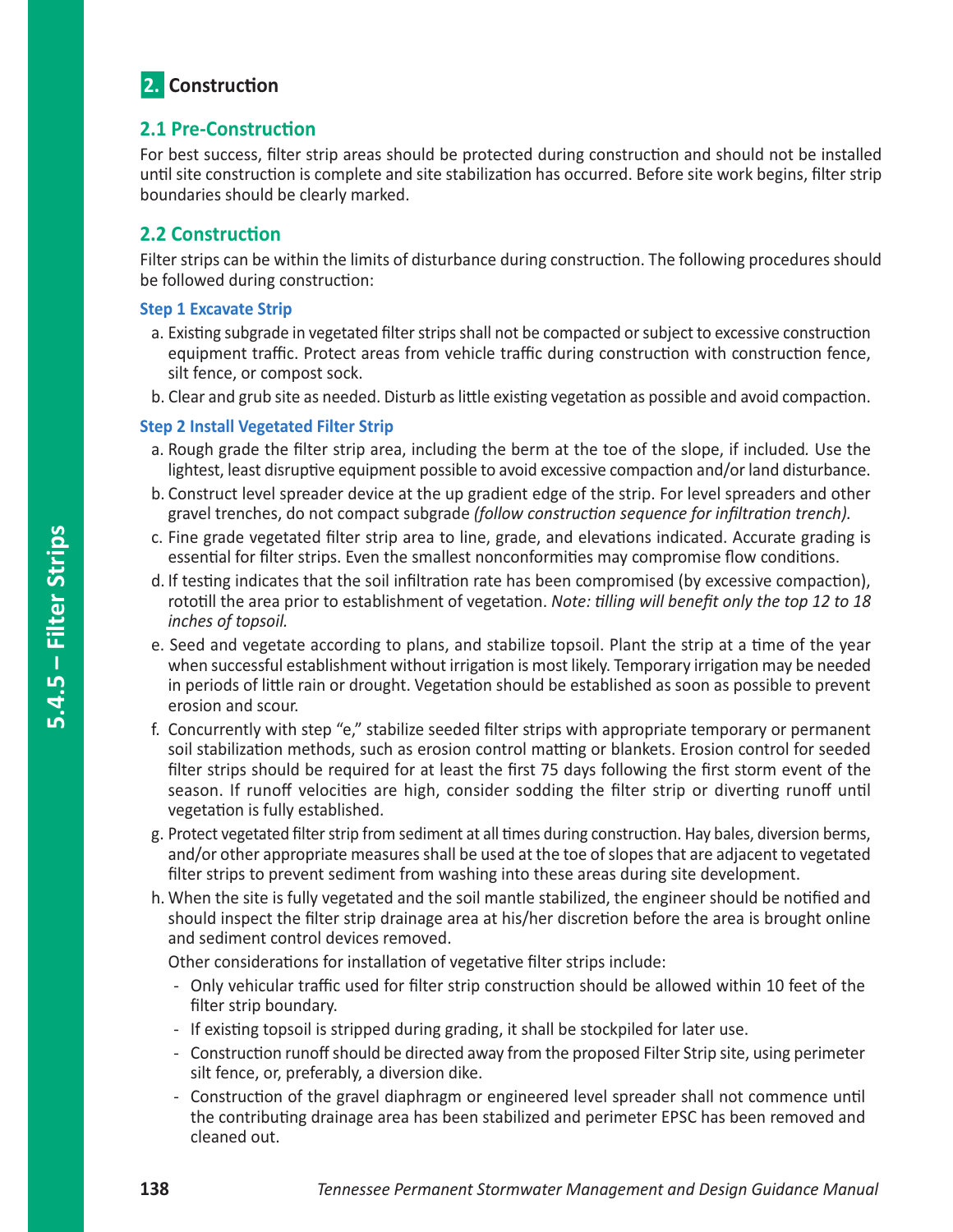## 2. Construction

### 2.1 Pre-Construction

For best success, filter strip areas should be protected during construction and should not be installed until site construction is complete and site stabilization has occurred. Before site work begins, filter strip boundaries should be clearly marked.

### 2.2 Construction

Filter strips can be within the limits of disturbance during construction. The following procedures should be followed during construction:

#### Step 1 Excavate Strip

a. Existing subgrade in vegetated filter strips shall not be compacted or subject to excessive construction equipment traffic. Protect areas from vehicle traffic during construction with construction fence, silt fence, or compost sock.

b. Clear and grub site as needed. Disturb as little existing vegetation as possible and avoid compaction.

#### Step 2 Install Vegetated Filter Strip

a. Rough grade the filter strip area, including the berm at the toe of the slope, if included. Use the lightest, least disruptive equipment possible to avoid excessive compaction and/or land disturbance.

b. Construct level spreader device at the up gradient edge of the strip. For level spreaders and other gravel trenches, do not compact subgrade *(follow construction sequence for infiltration trench).*

c. Fine grade vegetated filter strip area to line, grade, and elevations indicated. Accurate grading is essential for filter strips. Even the smallest nonconformities may compromise flow conditions.

d. If testing indicates that the soil infiltration rate has been compromised (by excessive compaction), rototill the area prior to establishment of vegetation. *Note: tilling will benefit only the top 12 to 18 inches of topsoil.*

e. Seed and vegetate according to plans, and stabilize topsoil. Plant the strip at a time of the year when successful establishment without irrigation is most likely. Temporary irrigation may be needed in periods of little rain or drought. Vegetation should be established as soon as possible to prevent erosion and scour.

f. Concurrently with step "e," stabilize seeded filter strips with appropriate temporary or permanent soil stabilization methods, such as erosion control matting or blankets. Erosion control for seeded filter strips should be required for at least the first 75 days following the first storm event of the season. If runoff velocities are high, consider sodding the filter strip or diverting runoff until vegetation is fully established.

g. Protect vegetated filter strip from sediment at all times during construction. Hay bales, diversion berms, and/or other appropriate measures shall be used at the toe of slopes that are adjacent to vegetated filter strips to prevent sediment from washing into these areas during site development.

h. When the site is fully vegetated and the soil mantle stabilized, the engineer should be notified and should inspect the filter strip drainage area at his/her discretion before the area is brought online and sediment control devices removed.

Other considerations for installation of vegetative filter strips include:

- Only vehicular traffic used for filter strip construction should be allowed within 10 feet of the filter strip boundary.
- If existing topsoil is stripped during grading, it shall be stockpiled for later use.
- Construction runoff should be directed away from the proposed Filter Strip site, using perimeter silt fence, or, preferably, a diversion dike.
- Construction of the gravel diaphragm or engineered level spreader shall not commence until the contributing drainage area has been stabilized and perimeter EPSC has been removed and cleaned out.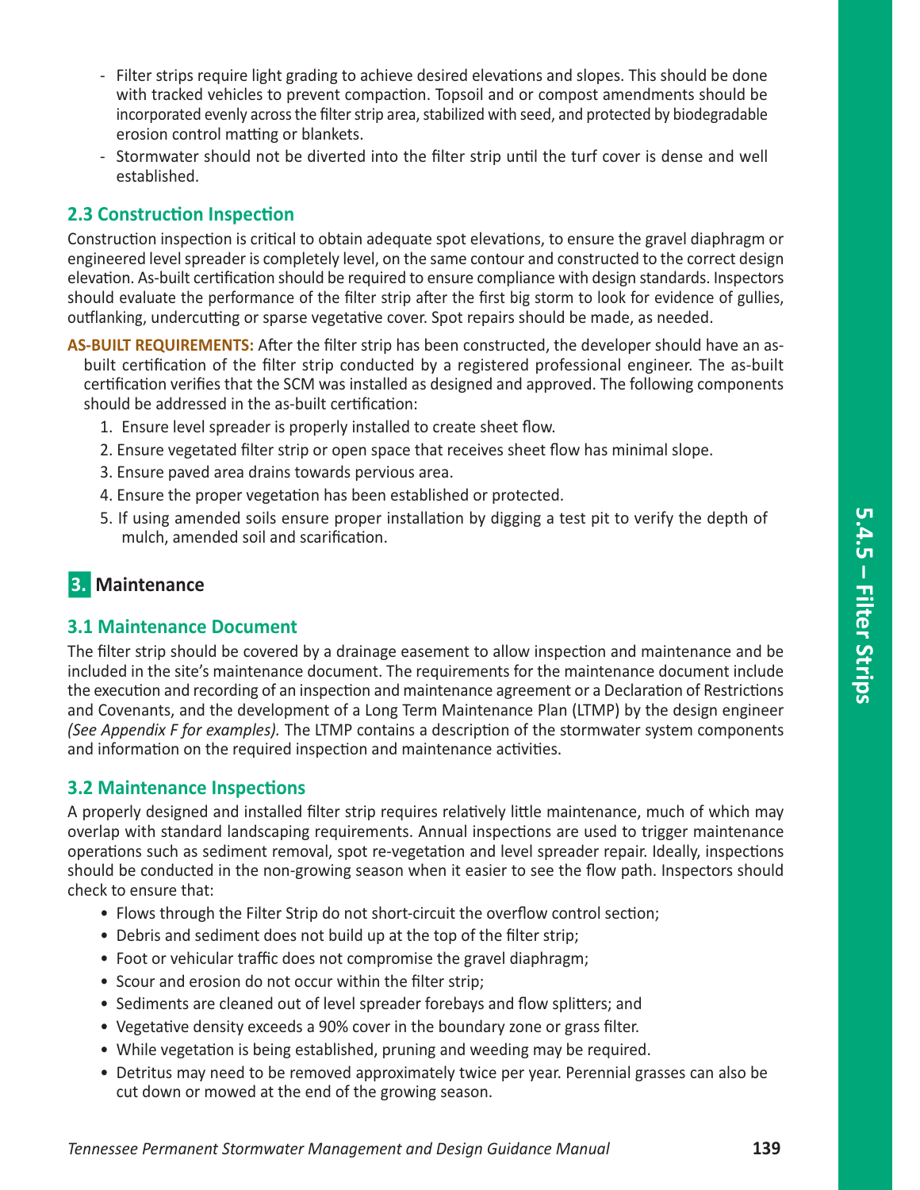- Filter strips require light grading to achieve desired elevations and slopes. This should be done with tracked vehicles to prevent compaction. Topsoil and or compost amendments should be incorporated evenly across the filter strip area, stabilized with seed, and protected by biodegradable erosion control matting or blankets.
- Stormwater should not be diverted into the filter strip until the turf cover is dense and well established.

### 2.3 Construction Inspection

Construction inspection is critical to obtain adequate spot elevations, to ensure the gravel diaphragm or engineered level spreader is completely level, on the same contour and constructed to the correct design elevation. As-built certification should be required to ensure compliance with design standards. Inspectors should evaluate the performance of the filter strip after the first big storm to look for evidence of gullies, outflanking, undercutting or sparse vegetative cover. Spot repairs should be made, as needed.

**AS-BUILT REQUIREMENTS:** After the filter strip has been constructed, the developer should have an as-built certification of the filter strip conducted by a registered professional engineer. The as-built certification verifies that the SCM was installed as designed and approved. The following components should be addressed in the as-built certification:

1. Ensure level spreader is properly installed to create sheet flow.
2. Ensure vegetated filter strip or open space that receives sheet flow has minimal slope.
3. Ensure paved area drains towards pervious area.
4. Ensure the proper vegetation has been established or protected.
5. If using amended soils ensure proper installation by digging a test pit to verify the depth of mulch, amended soil and scarification.

## 3. Maintenance

### 3.1 Maintenance Document

The filter strip should be covered by a drainage easement to allow inspection and maintenance and be included in the site's maintenance document. The requirements for the maintenance document include the execution and recording of an inspection and maintenance agreement or a Declaration of Restrictions and Covenants, and the development of a Long Term Maintenance Plan (LTMP) by the design engineer *(See Appendix F for examples).* The LTMP contains a description of the stormwater system components and information on the required inspection and maintenance activities.

### 3.2 Maintenance Inspections

A properly designed and installed filter strip requires relatively little maintenance, much of which may overlap with standard landscaping requirements. Annual inspections are used to trigger maintenance operations such as sediment removal, spot re-vegetation and level spreader repair. Ideally, inspections should be conducted in the non-growing season when it easier to see the flow path. Inspectors should check to ensure that:

- Flows through the Filter Strip do not short-circuit the overflow control section;
- Debris and sediment does not build up at the top of the filter strip;
- Foot or vehicular traffic does not compromise the gravel diaphragm;
- Scour and erosion do not occur within the filter strip;
- Sediments are cleaned out of level spreader forebays and flow splitters; and
- Vegetative density exceeds a 90% cover in the boundary zone or grass filter.
- While vegetation is being established, pruning and weeding may be required.
- Detritus may need to be removed approximately twice per year. Perennial grasses can also be cut down or mowed at the end of the growing season.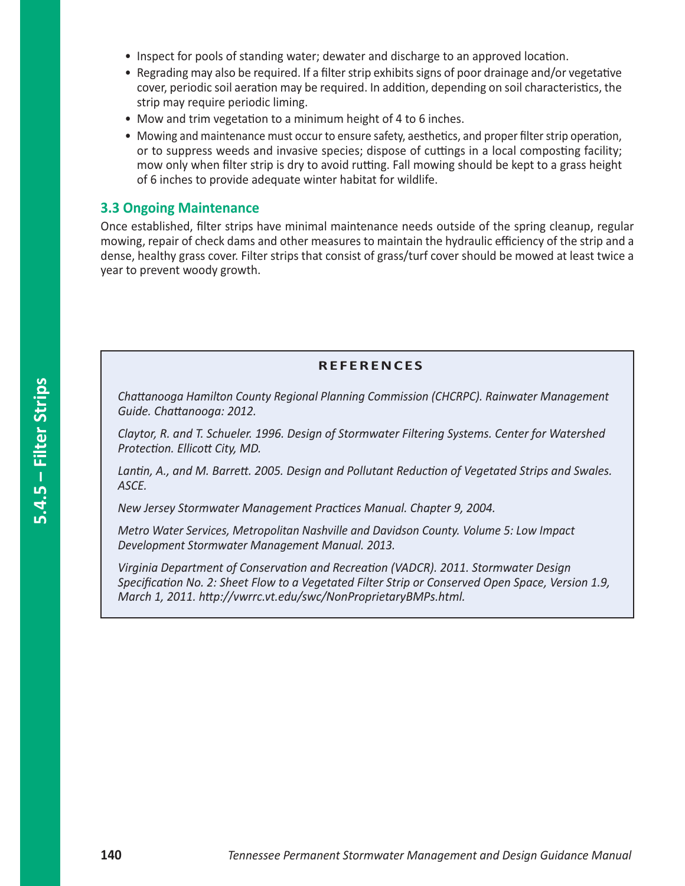- Inspect for pools of standing water; dewater and discharge to an approved location.
- Regrading may also be required. If a filter strip exhibits signs of poor drainage and/or vegetative cover, periodic soil aeration may be required. In addition, depending on soil characteristics, the strip may require periodic liming.
- Mow and trim vegetation to a minimum height of 4 to 6 inches.
- Mowing and maintenance must occur to ensure safety, aesthetics, and proper filter strip operation, or to suppress weeds and invasive species; dispose of cuttings in a local composting facility; mow only when filter strip is dry to avoid rutting. Fall mowing should be kept to a grass height of 6 inches to provide adequate winter habitat for wildlife.

### 3.3 Ongoing Maintenance

Once established, filter strips have minimal maintenance needs outside of the spring cleanup, regular mowing, repair of check dams and other measures to maintain the hydraulic efficiency of the strip and a dense, healthy grass cover. Filter strips that consist of grass/turf cover should be mowed at least twice a year to prevent woody growth.

## REFERENCES

*Chattanooga Hamilton County Regional Planning Commission (CHCRPC). Rainwater Management Guide. Chattanooga: 2012.*

*Claytor, R. and T. Schueler. 1996. Design of Stormwater Filtering Systems. Center for Watershed Protection. Ellicott City, MD.*

*Lantin, A., and M. Barrett. 2005. Design and Pollutant Reduction of Vegetated Strips and Swales. ASCE.*

*New Jersey Stormwater Management Practices Manual. Chapter 9, 2004.*

*Metro Water Services, Metropolitan Nashville and Davidson County. Volume 5: Low Impact Development Stormwater Management Manual. 2013.*

*Virginia Department of Conservation and Recreation (VADCR). 2011. Stormwater Design Specification No. 2: Sheet Flow to a Vegetated Filter Strip or Conserved Open Space, Version 1.9, March 1, 2011. http://vwrrc.vt.edu/swc/NonProprietaryBMPs.html.*